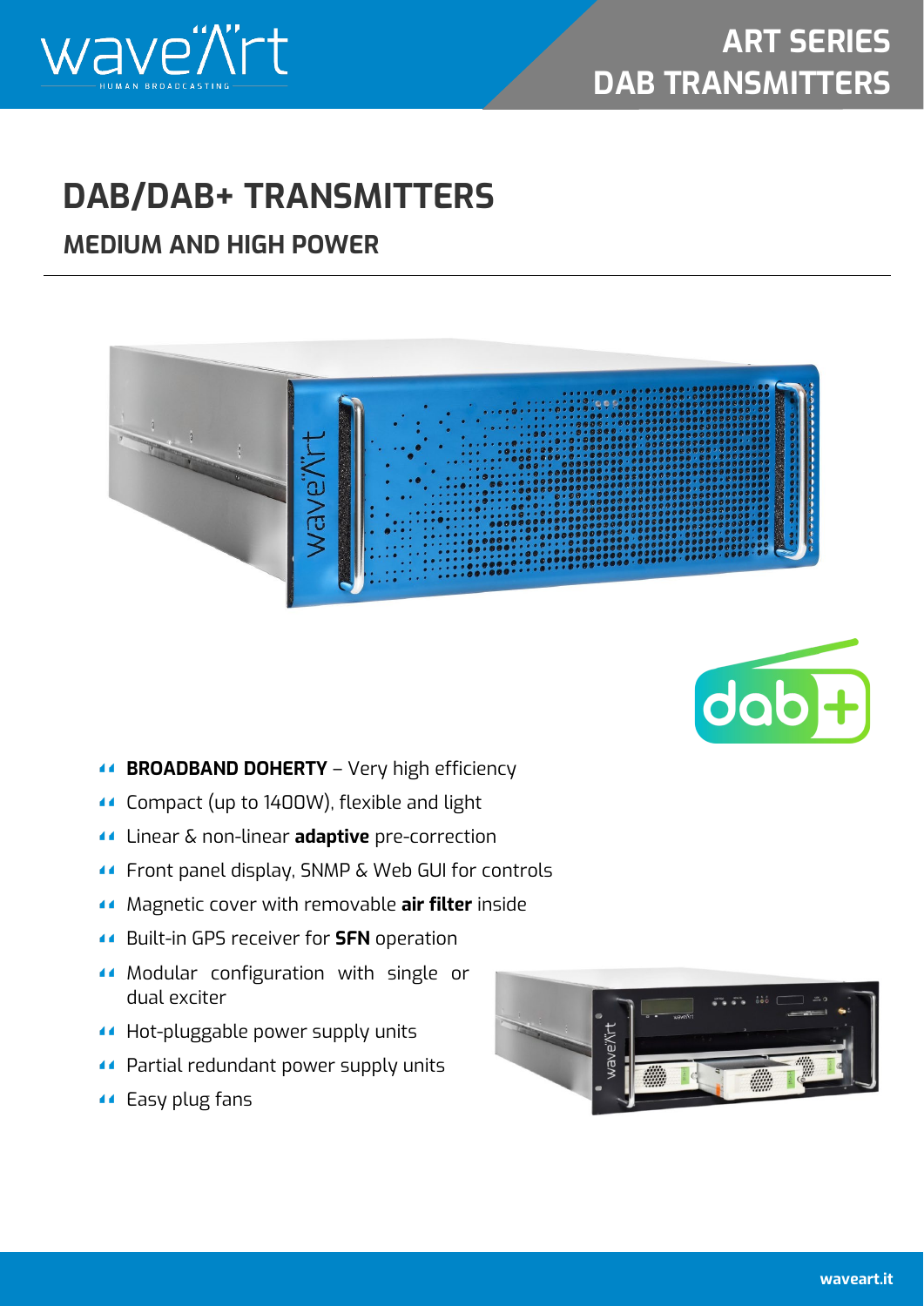# ART SERIES DAB TRANSMITTERS

# DAB/DAB+ TRANSMITTERS

## MEDIUM AND HIGH POWER

- **BROADBAND DOHERTY** – Very high efficiency
- Compact (up to 1400W), flexible and light
- Linear & non-linear **adaptive** pre-correction
- Front panel display, SNMP & Web GUI for controls
- Magnetic cover with removable **air filter** inside
- Built-in GPS receiver for **SFN** operation
- Modular configuration with single or dual exciter
- Hot-pluggable power supply units
- Partial redundant power supply units
- Easy plug fans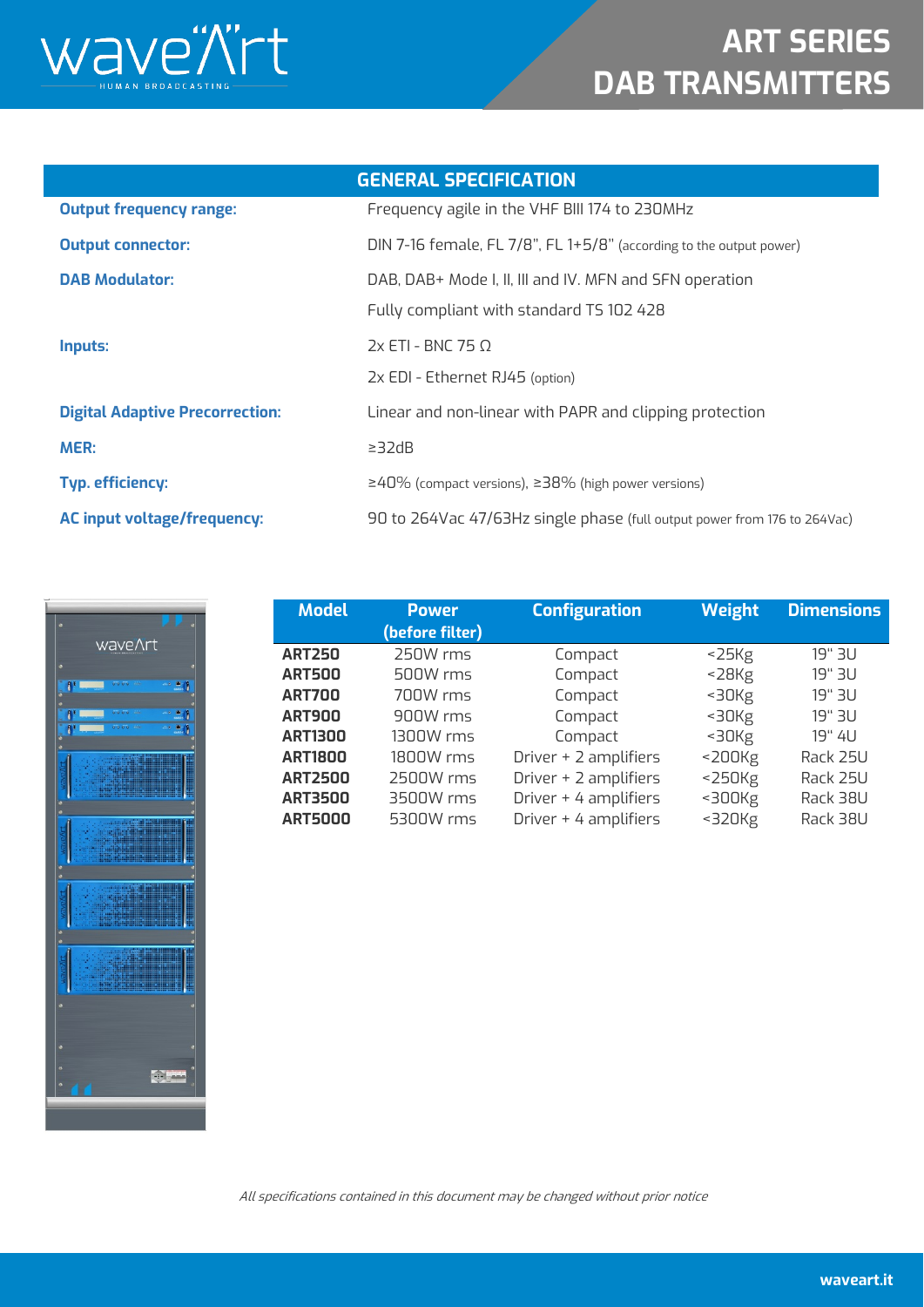# ART SERIES DAB TRANSMITTERS

## GENERAL SPECIFICATION

| | |
|---|---|
| **Output frequency range:** | Frequency agile in the VHF BIII 174 to 230MHz |
| **Output connector:** | DIN 7-16 female, FL 7/8", FL 1+5/8" (according to the output power) |
| **DAB Modulator:** | DAB, DAB+ Mode I, II, III and IV. MFN and SFN operation |
| | Fully compliant with standard TS 102 428 |
| **Inputs:** | 2x ETI - BNC 75 Ω |
| | 2x EDI - Ethernet RJ45 (option) |
| **Digital Adaptive Precorrection:** | Linear and non-linear with PAPR and clipping protection |
| **MER:** | ≥32dB |
| **Typ. efficiency:** | ≥40% (compact versions), ≥38% (high power versions) |
| **AC input voltage/frequency:** | 90 to 264Vac 47/63Hz single phase (full output power from 176 to 264Vac) |

| Model | Power (before filter) | Configuration | Weight | Dimensions |
|---|---|---|---|---|
| **ART250** | 250W rms | Compact | <25Kg | 19" 3U |
| **ART500** | 500W rms | Compact | <28Kg | 19" 3U |
| **ART700** | 700W rms | Compact | <30Kg | 19" 3U |
| **ART900** | 900W rms | Compact | <30Kg | 19" 3U |
| **ART1300** | 1300W rms | Compact | <30Kg | 19" 4U |
| **ART1800** | 1800W rms | Driver + 2 amplifiers | <200Kg | Rack 25U |
| **ART2500** | 2500W rms | Driver + 2 amplifiers | <250Kg | Rack 25U |
| **ART3500** | 3500W rms | Driver + 4 amplifiers | <300Kg | Rack 38U |
| **ART5000** | 5300W rms | Driver + 4 amplifiers | <320Kg | Rack 38U |

*All specifications contained in this document may be changed without prior notice*